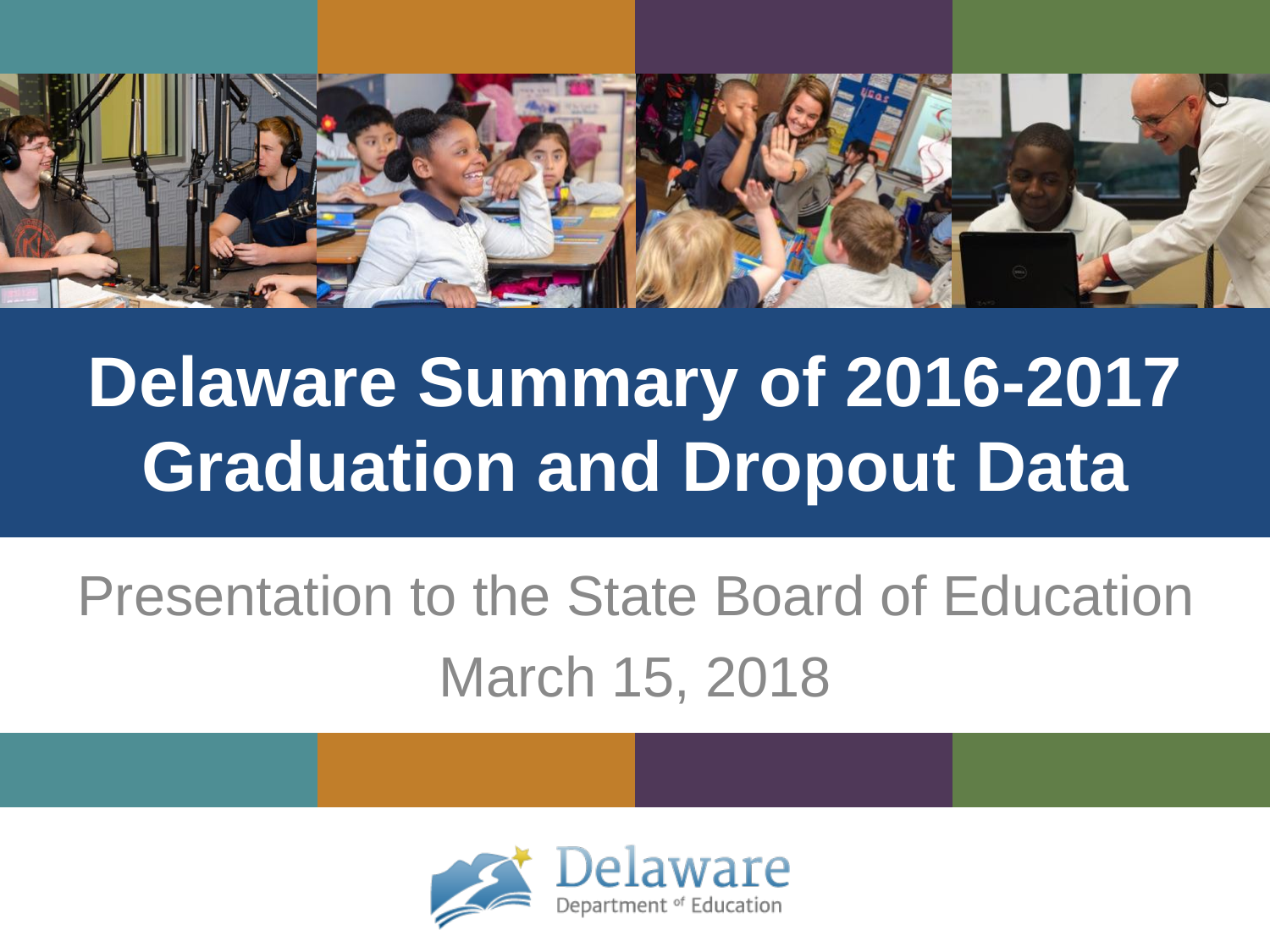# Delaware Summary of 2016-2017 Graduation and Dropout Data

Presentation to the State Board of Education

March 15, 2018

Delaware Department of Education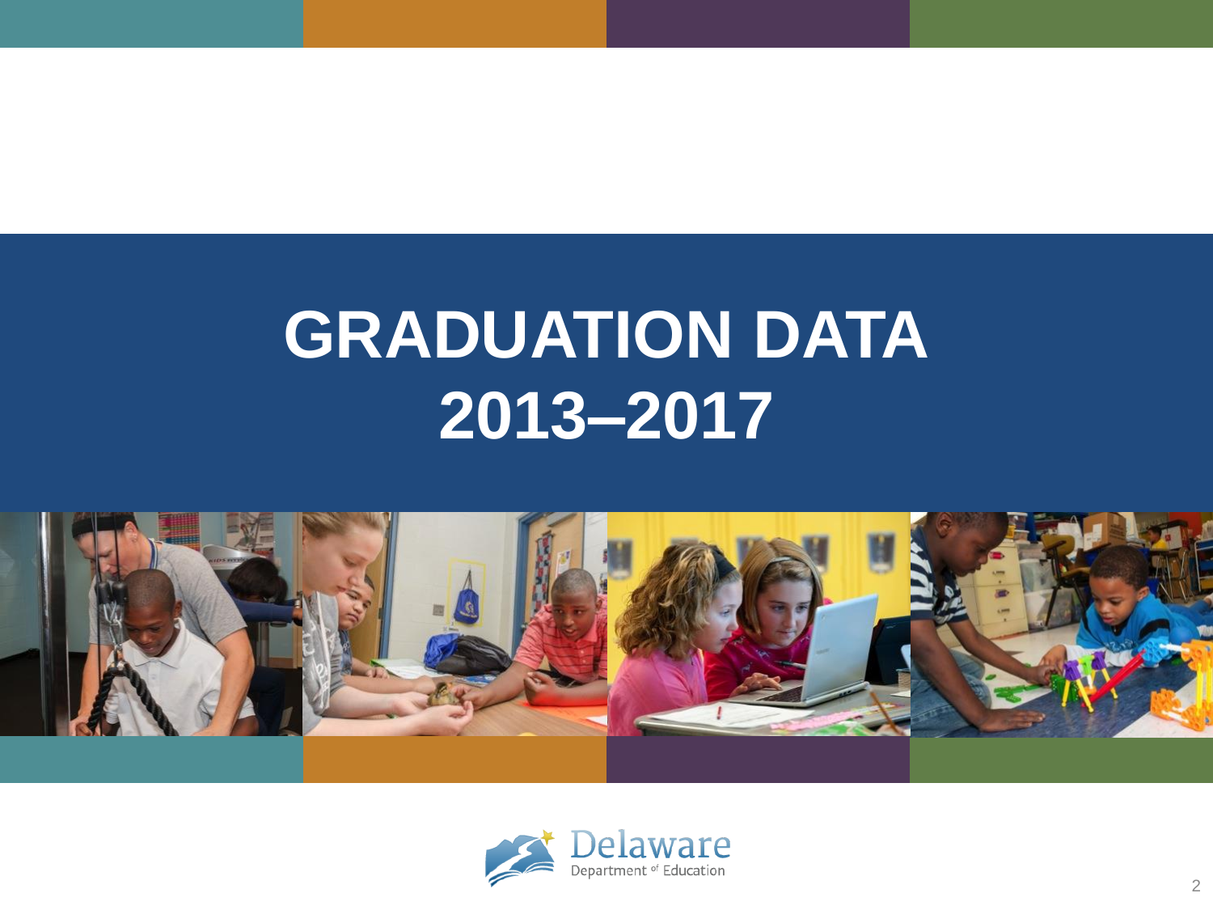# GRADUATION DATA 2013–2017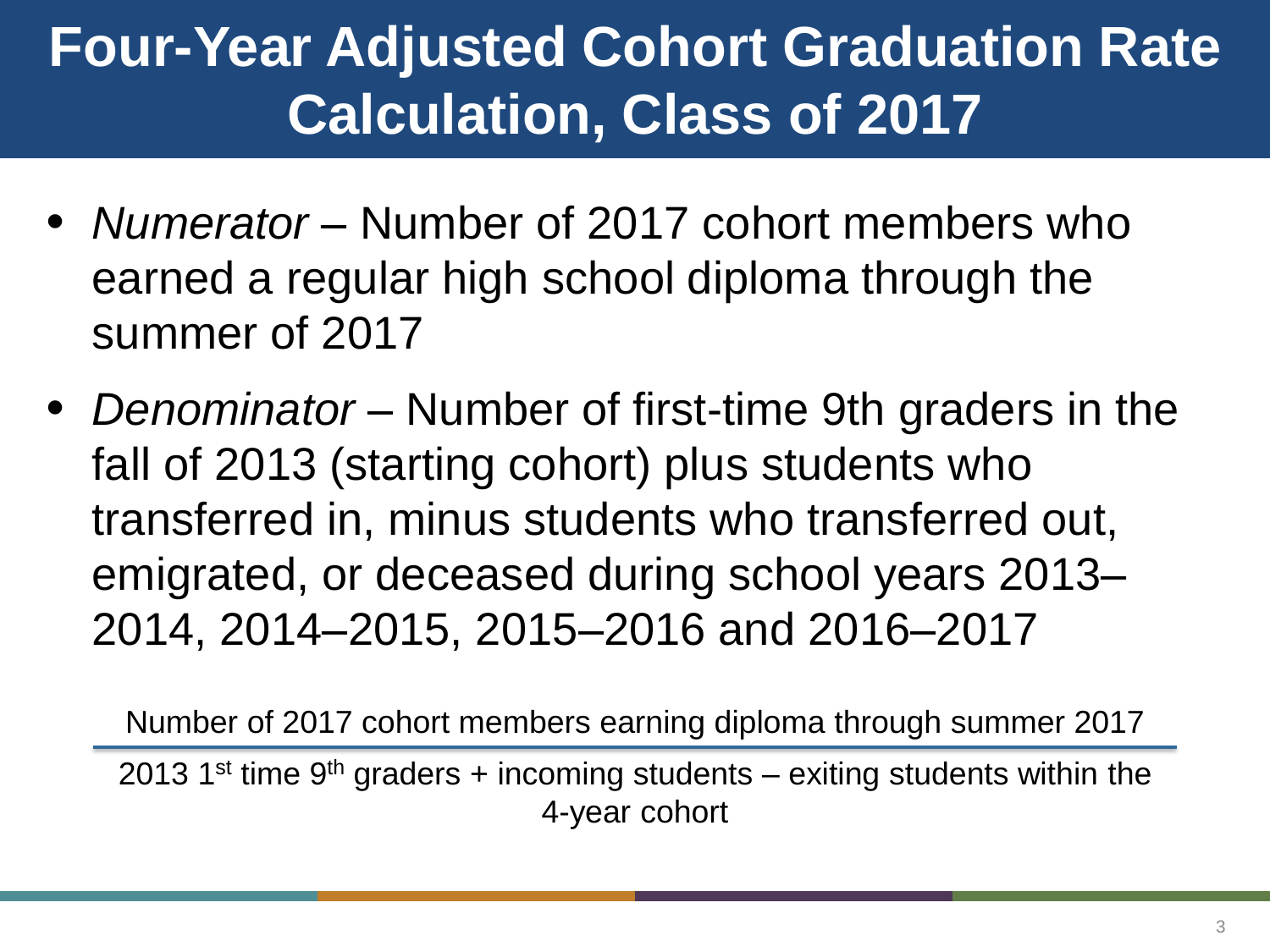# Four-Year Adjusted Cohort Graduation Rate Calculation, Class of 2017

- *Numerator* – Number of 2017 cohort members who earned a regular high school diploma through the summer of 2017
- *Denominator* – Number of first-time 9th graders in the fall of 2013 (starting cohort) plus students who transferred in, minus students who transferred out, emigrated, or deceased during school years 2013–2014, 2014–2015, 2015–2016 and 2016–2017

$$\frac{\text{Number of 2017 cohort members earning diploma through summer 2017}}{\text{2013 1}^{\text{st}}\text{ time 9}^{\text{th}}\text{ graders + incoming students – exiting students within the 4-year cohort}}$$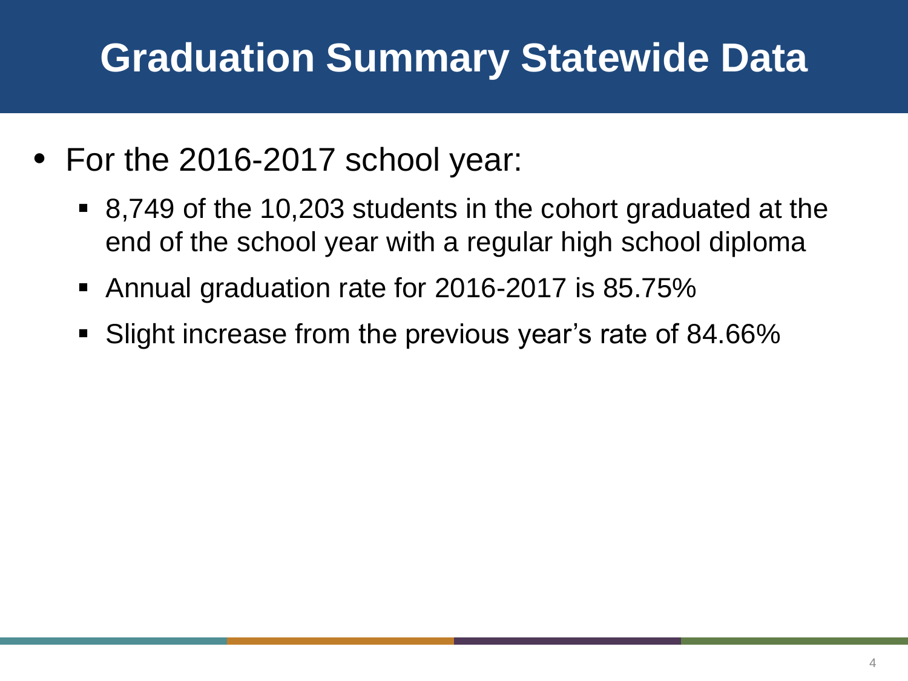# Graduation Summary Statewide Data

- For the 2016-2017 school year:
  - 8,749 of the 10,203 students in the cohort graduated at the end of the school year with a regular high school diploma
  - Annual graduation rate for 2016-2017 is 85.75%
  - Slight increase from the previous year's rate of 84.66%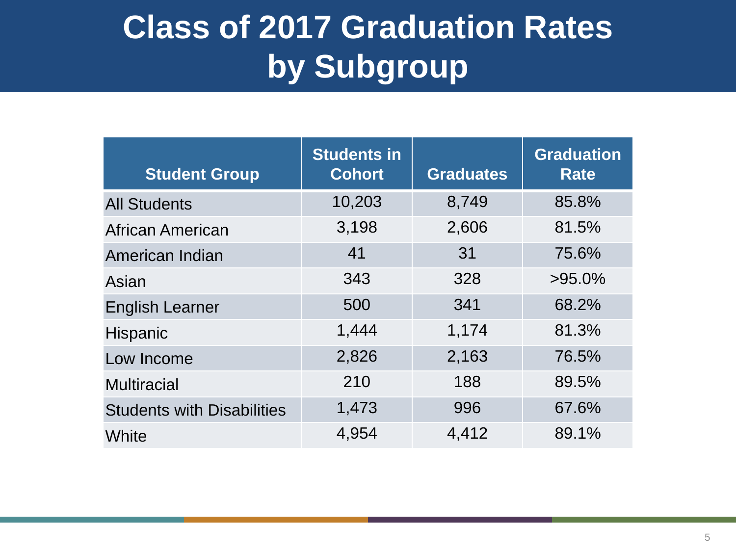# Class of 2017 Graduation Rates by Subgroup

| Student Group | Students in Cohort | Graduates | Graduation Rate |
|---|---|---|---|
| All Students | 10,203 | 8,749 | 85.8% |
| African American | 3,198 | 2,606 | 81.5% |
| American Indian | 41 | 31 | 75.6% |
| Asian | 343 | 328 | >95.0% |
| English Learner | 500 | 341 | 68.2% |
| Hispanic | 1,444 | 1,174 | 81.3% |
| Low Income | 2,826 | 2,163 | 76.5% |
| Multiracial | 210 | 188 | 89.5% |
| Students with Disabilities | 1,473 | 996 | 67.6% |
| White | 4,954 | 4,412 | 89.1% |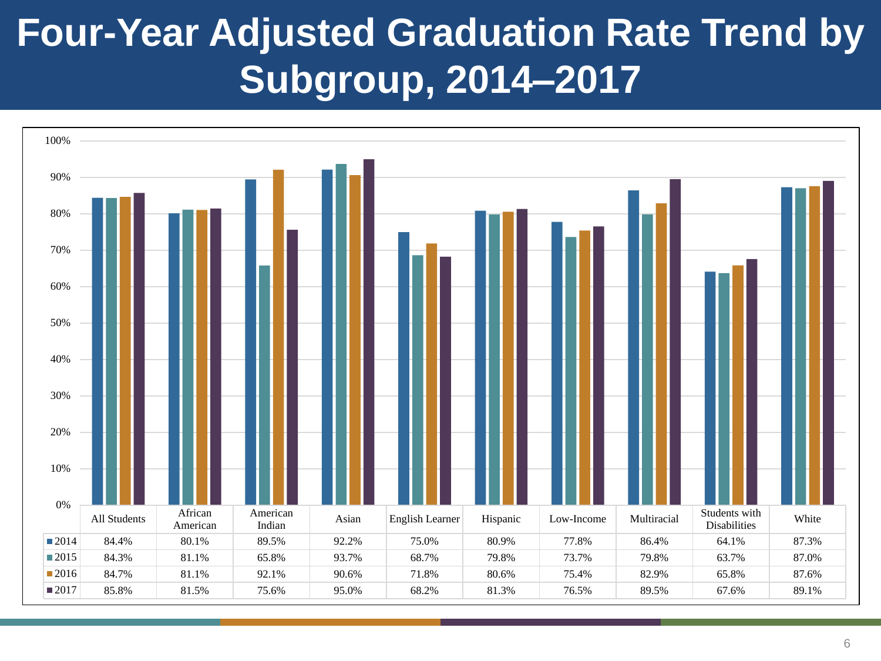# Four-Year Adjusted Graduation Rate Trend by Subgroup, 2014–2017

| | All Students | African American | American Indian | Asian | English Learner | Hispanic | Low-Income | Multiracial | Students with Disabilities | White |
|---|---|---|---|---|---|---|---|---|---|---|
| 2014 | 84.4% | 80.1% | 89.5% | 92.2% | 75.0% | 80.9% | 77.8% | 86.4% | 64.1% | 87.3% |
| 2015 | 84.3% | 81.1% | 65.8% | 93.7% | 68.7% | 79.8% | 73.7% | 79.8% | 63.7% | 87.0% |
| 2016 | 84.7% | 81.1% | 92.1% | 90.6% | 71.8% | 80.6% | 75.4% | 82.9% | 65.8% | 87.6% |
| 2017 | 85.8% | 81.5% | 75.6% | 95.0% | 68.2% | 81.3% | 76.5% | 89.5% | 67.6% | 89.1% |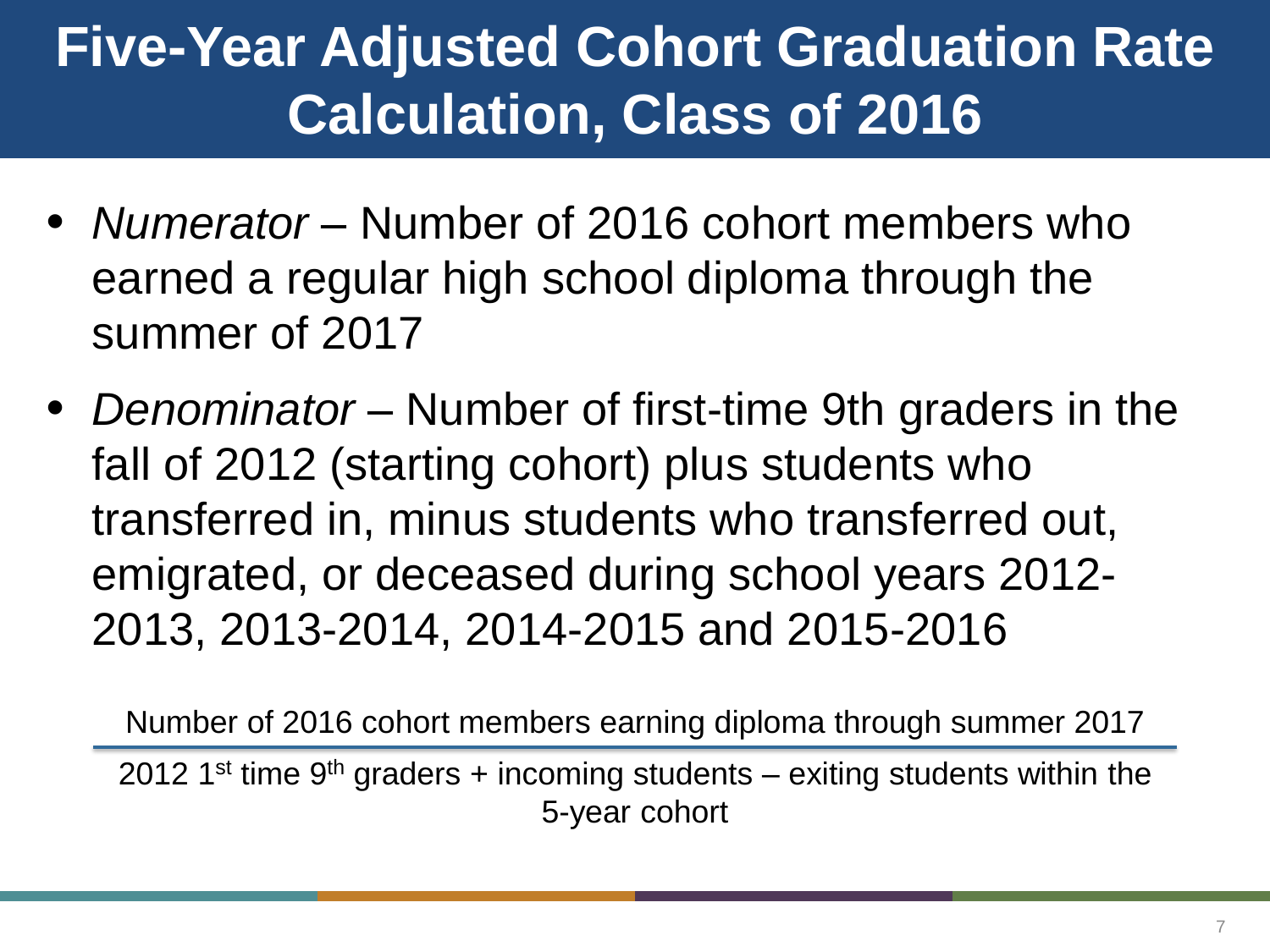# Five-Year Adjusted Cohort Graduation Rate Calculation, Class of 2016

- *Numerator* – Number of 2016 cohort members who earned a regular high school diploma through the summer of 2017
- *Denominator* – Number of first-time 9th graders in the fall of 2012 (starting cohort) plus students who transferred in, minus students who transferred out, emigrated, or deceased during school years 2012-2013, 2013-2014, 2014-2015 and 2015-2016

$$\frac{\text{Number of 2016 cohort members earning diploma through summer 2017}}{\text{2012 } 1^{st} \text{ time } 9^{th} \text{ graders + incoming students – exiting students within the 5-year cohort}}$$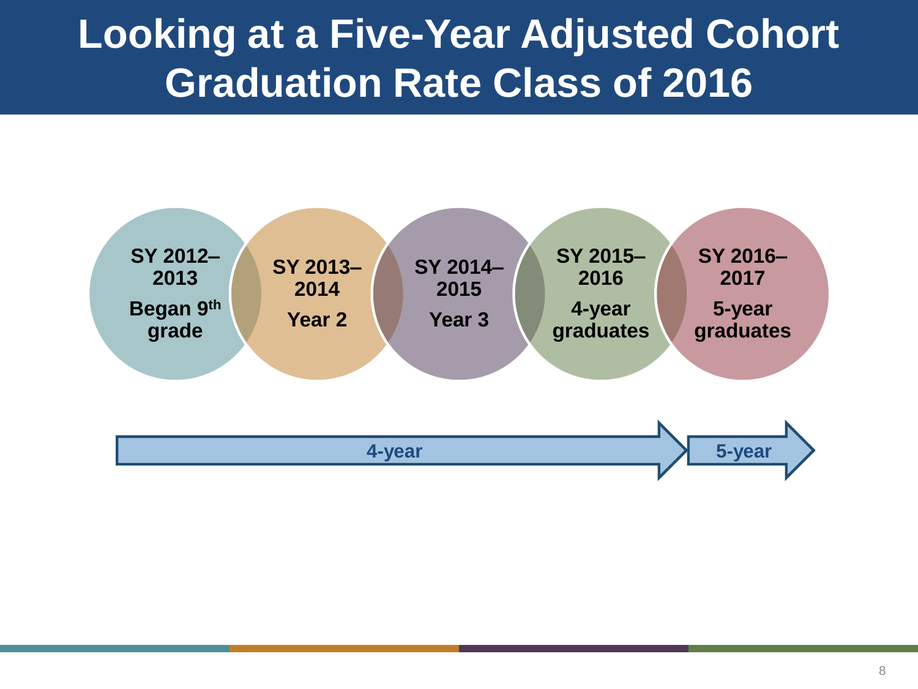# Looking at a Five-Year Adjusted Cohort Graduation Rate Class of 2016

**SY 2012–2013**
**Began 9th grade**

**SY 2013–2014**
**Year 2**

**SY 2014–2015**
**Year 3**

**SY 2015–2016**
**4-year graduates**

**SY 2016–2017**
**5-year graduates**

**4-year** → **5-year**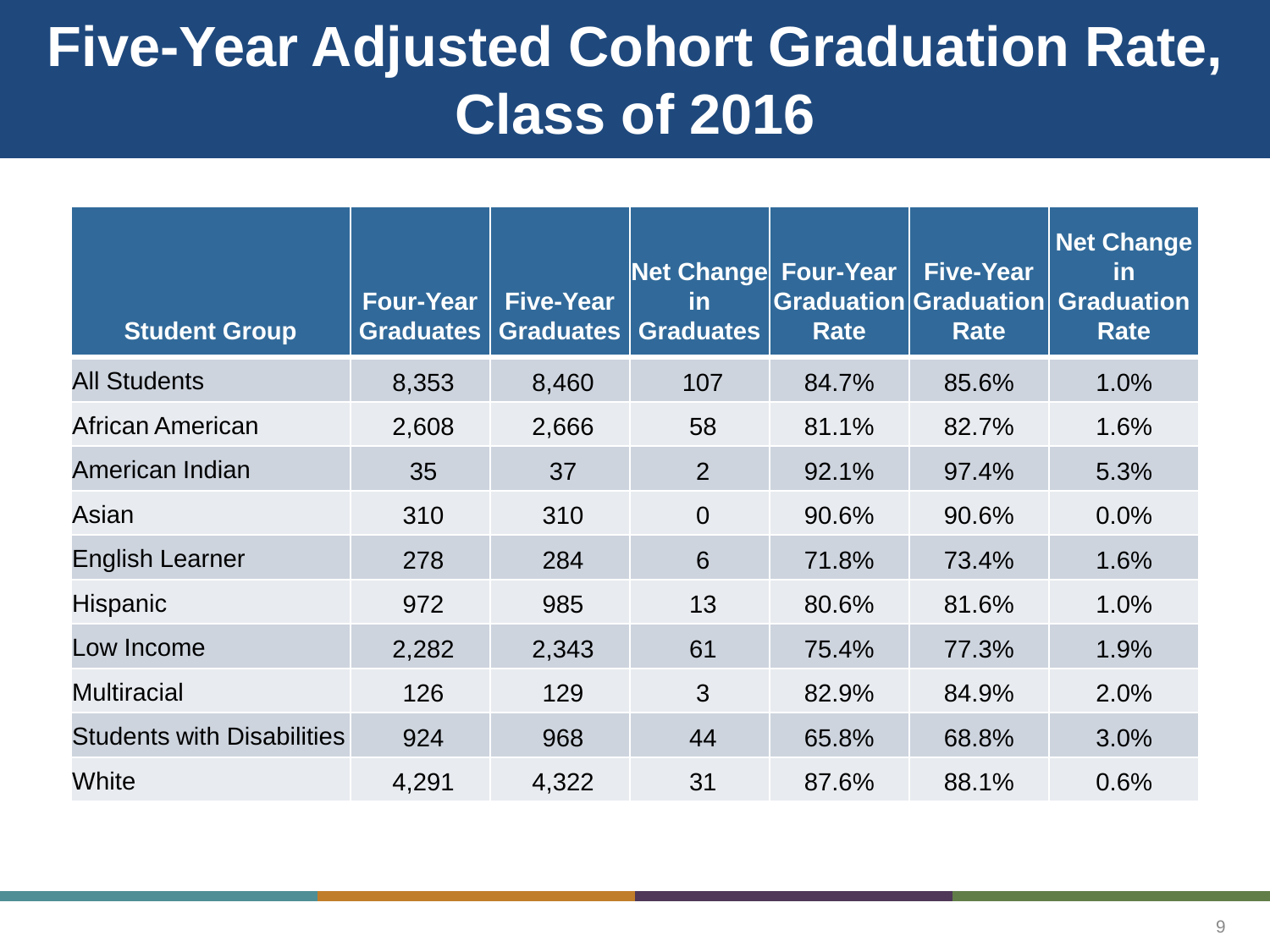# Five-Year Adjusted Cohort Graduation Rate, Class of 2016

| Student Group | Four-Year Graduates | Five-Year Graduates | Net Change in Graduates | Four-Year Graduation Rate | Five-Year Graduation Rate | Net Change in Graduation Rate |
|---|---|---|---|---|---|---|
| All Students | 8,353 | 8,460 | 107 | 84.7% | 85.6% | 1.0% |
| African American | 2,608 | 2,666 | 58 | 81.1% | 82.7% | 1.6% |
| American Indian | 35 | 37 | 2 | 92.1% | 97.4% | 5.3% |
| Asian | 310 | 310 | 0 | 90.6% | 90.6% | 0.0% |
| English Learner | 278 | 284 | 6 | 71.8% | 73.4% | 1.6% |
| Hispanic | 972 | 985 | 13 | 80.6% | 81.6% | 1.0% |
| Low Income | 2,282 | 2,343 | 61 | 75.4% | 77.3% | 1.9% |
| Multiracial | 126 | 129 | 3 | 82.9% | 84.9% | 2.0% |
| Students with Disabilities | 924 | 968 | 44 | 65.8% | 68.8% | 3.0% |
| White | 4,291 | 4,322 | 31 | 87.6% | 88.1% | 0.6% |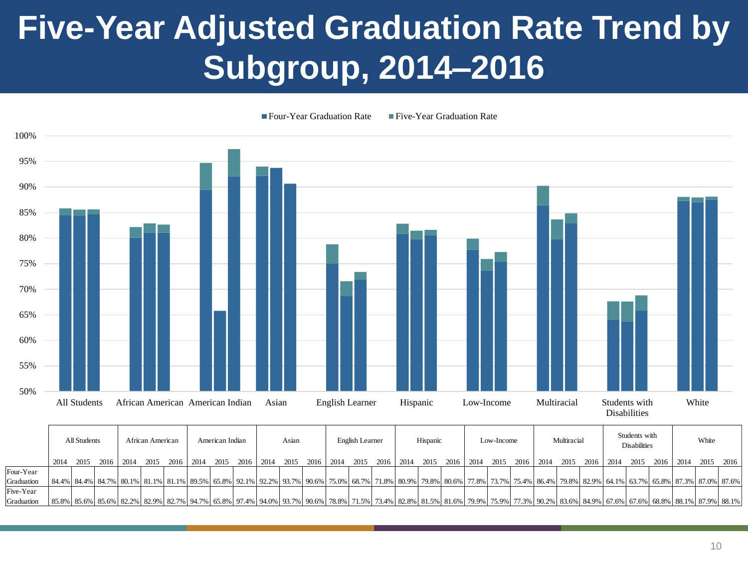# Five-Year Adjusted Graduation Rate Trend by Subgroup, 2014–2016

■ Four-Year Graduation Rate ■ Five-Year Graduation Rate

| | All Students | | | African American | | | American Indian | | | Asian | | | English Learner | | | Hispanic | | | Low-Income | | | Multiracial | | | Students with Disabilities | | | White | | |
|---|---|---|---|---|---|---|---|---|---|---|---|---|---|---|---|---|---|---|---|---|---|---|---|---|---|---|---|---|---|---|
| | 2014 | 2015 | 2016 | 2014 | 2015 | 2016 | 2014 | 2015 | 2016 | 2014 | 2015 | 2016 | 2014 | 2015 | 2016 | 2014 | 2015 | 2016 | 2014 | 2015 | 2016 | 2014 | 2015 | 2016 | 2014 | 2015 | 2016 | 2014 | 2015 | 2016 |
| Four-Year Graduation | 84.4% | 84.4% | 84.7% | 80.1% | 81.1% | 81.1% | 89.5% | 65.8% | 92.1% | 92.2% | 93.7% | 90.6% | 75.0% | 68.7% | 71.8% | 80.9% | 79.8% | 80.6% | 77.8% | 73.7% | 75.4% | 86.4% | 79.8% | 82.9% | 64.1% | 63.7% | 65.8% | 87.3% | 87.0% | 87.6% |
| Five-Year Graduation | 85.8% | 85.6% | 85.6% | 82.2% | 82.9% | 82.7% | 94.7% | 65.8% | 97.4% | 94.0% | 93.7% | 90.6% | 78.8% | 71.5% | 73.4% | 82.8% | 81.5% | 81.6% | 79.9% | 75.9% | 77.3% | 90.2% | 83.6% | 84.9% | 67.6% | 67.6% | 68.8% | 88.1% | 87.9% | 88.1% |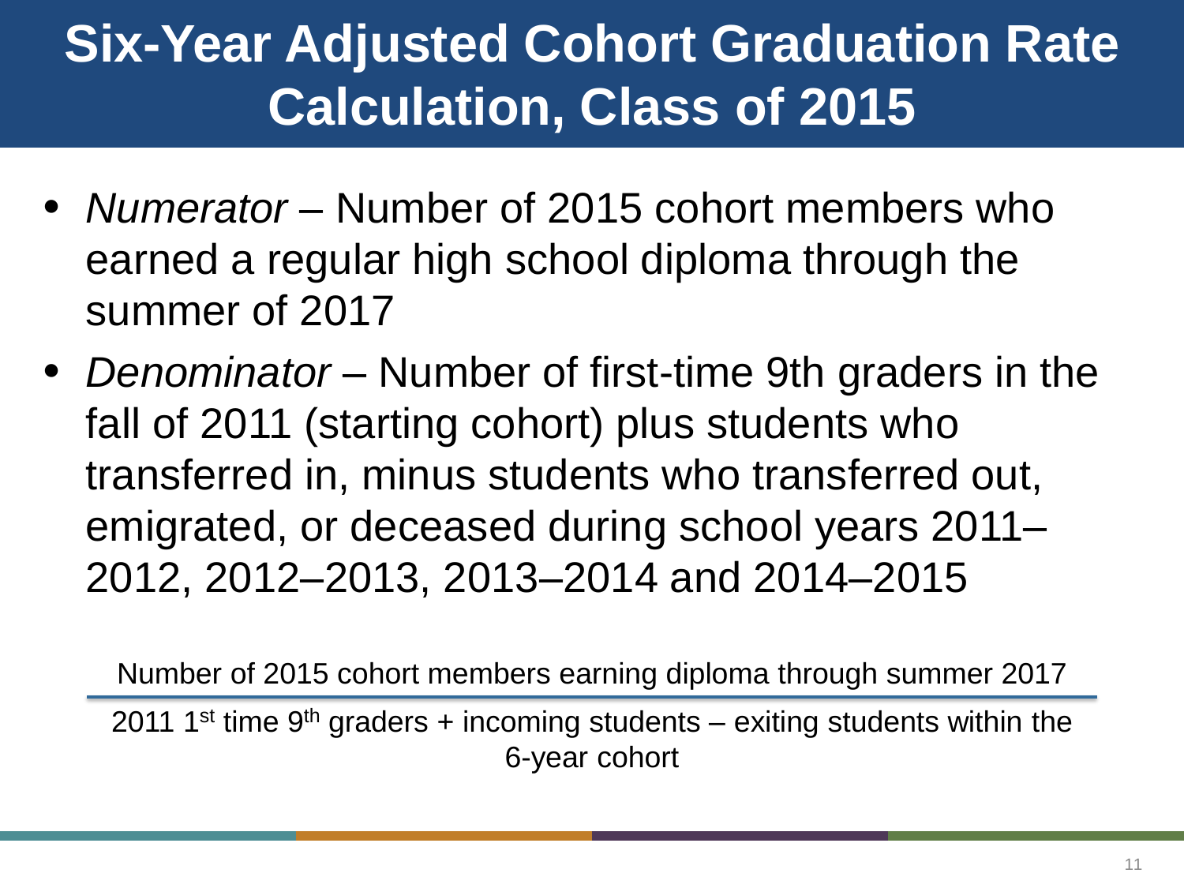# Six-Year Adjusted Cohort Graduation Rate Calculation, Class of 2015

- *Numerator* – Number of 2015 cohort members who earned a regular high school diploma through the summer of 2017
- *Denominator* – Number of first-time 9th graders in the fall of 2011 (starting cohort) plus students who transferred in, minus students who transferred out, emigrated, or deceased during school years 2011–2012, 2012–2013, 2013–2014 and 2014–2015

$$\frac{\text{Number of 2015 cohort members earning diploma through summer 2017}}{\text{2011 1}^{\text{st}}\text{ time 9}^{\text{th}}\text{ graders + incoming students – exiting students within the 6-year cohort}}$$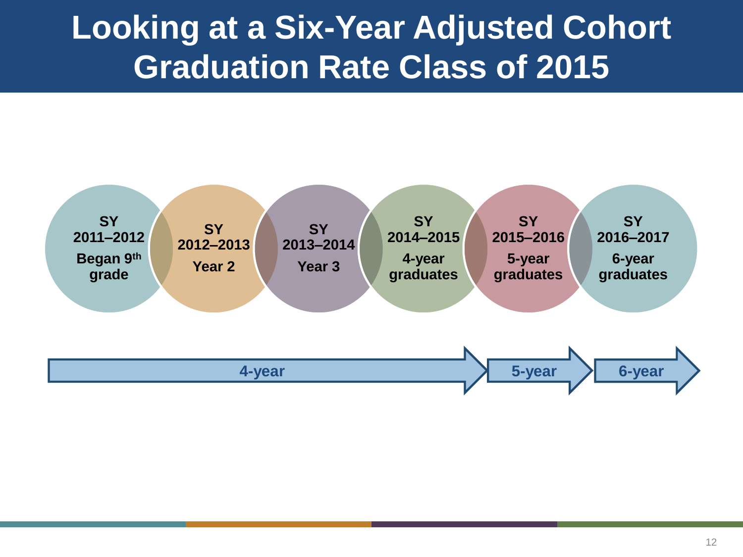# Looking at a Six-Year Adjusted Cohort Graduation Rate Class of 2015

**SY 2011–2012**
**Began 9th grade**

**SY 2012–2013**
**Year 2**

**SY 2013–2014**
**Year 3**

**SY 2014–2015**
**4-year graduates**

**SY 2015–2016**
**5-year graduates**

**SY 2016–2017**
**6-year graduates**

**4-year** → **5-year** → **6-year**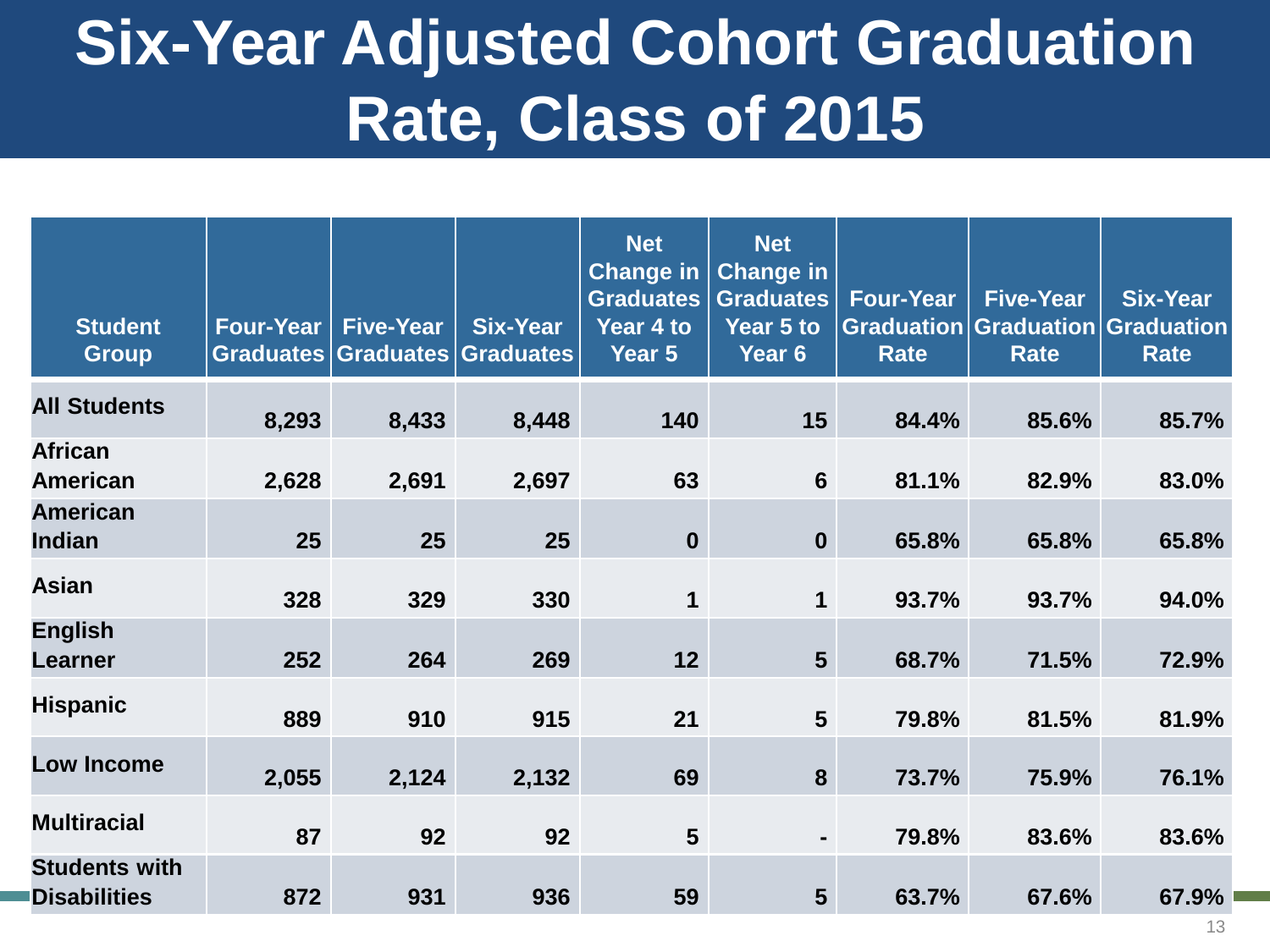# Six-Year Adjusted Cohort Graduation Rate, Class of 2015

| Student Group | Four-Year Graduates | Five-Year Graduates | Six-Year Graduates | Net Change in Graduates Year 4 to Year 5 | Net Change in Graduates Year 5 to Year 6 | Four-Year Graduation Rate | Five-Year Graduation Rate | Six-Year Graduation Rate |
|---|---|---|---|---|---|---|---|---|
| **All Students** | **8,293** | **8,433** | **8,448** | **140** | **15** | **84.4%** | **85.6%** | **85.7%** |
| **African American** | **2,628** | **2,691** | **2,697** | **63** | **6** | **81.1%** | **82.9%** | **83.0%** |
| **American Indian** | **25** | **25** | **25** | **0** | **0** | **65.8%** | **65.8%** | **65.8%** |
| **Asian** | **328** | **329** | **330** | **1** | **1** | **93.7%** | **93.7%** | **94.0%** |
| **English Learner** | **252** | **264** | **269** | **12** | **5** | **68.7%** | **71.5%** | **72.9%** |
| **Hispanic** | **889** | **910** | **915** | **21** | **5** | **79.8%** | **81.5%** | **81.9%** |
| **Low Income** | **2,055** | **2,124** | **2,132** | **69** | **8** | **73.7%** | **75.9%** | **76.1%** |
| **Multiracial** | **87** | **92** | **92** | **5** | **-** | **79.8%** | **83.6%** | **83.6%** |
| **Students with Disabilities** | **872** | **931** | **936** | **59** | **5** | **63.7%** | **67.6%** | **67.9%** |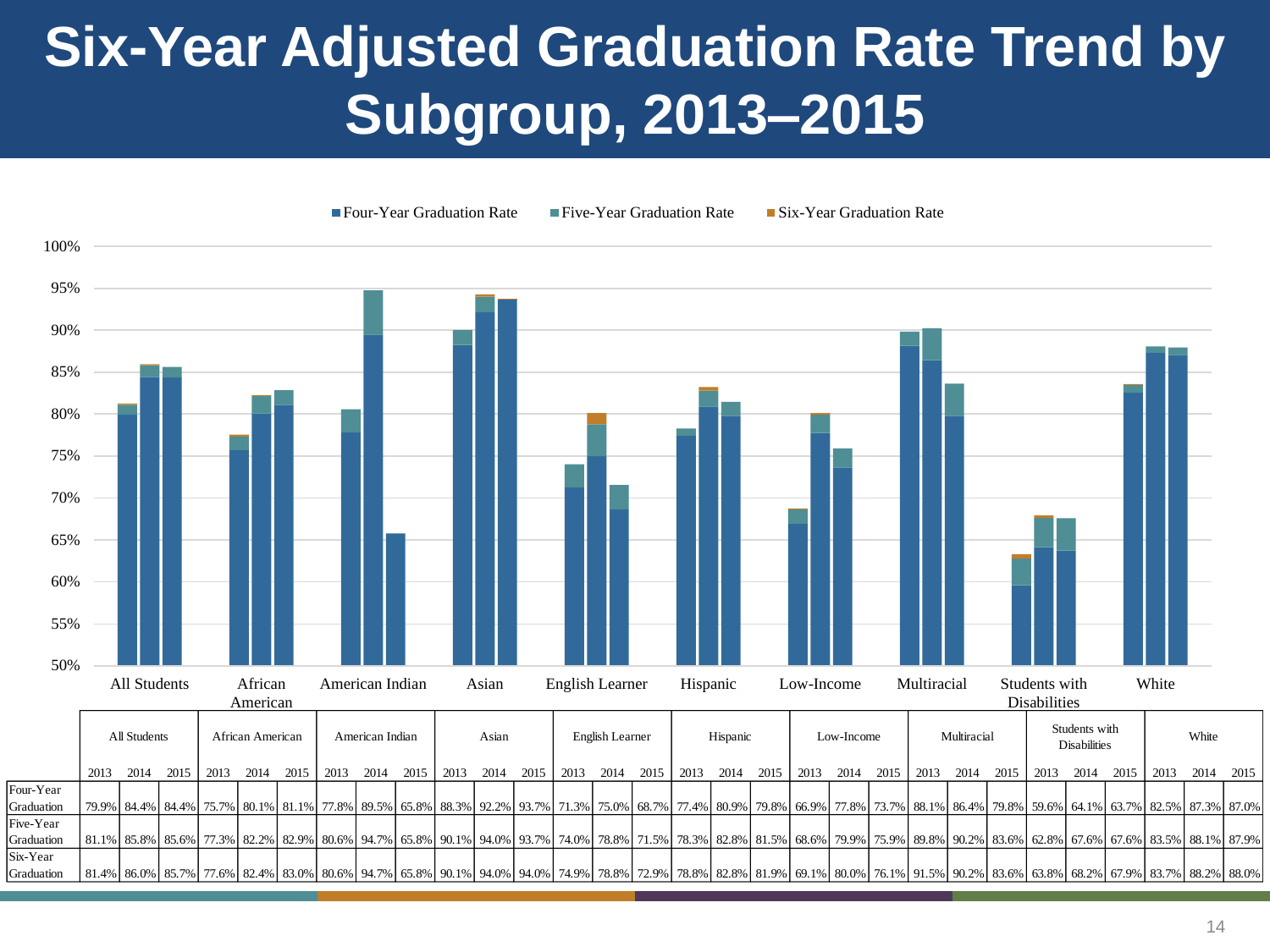# Six-Year Adjusted Graduation Rate Trend by Subgroup, 2013–2015

| | All Students | | | African American | | | American Indian | | | Asian | | | English Learner | | | Hispanic | | | Low-Income | | | Multiracial | | | Students with Disabilities | | | White | | |
|---|---|---|---|---|---|---|---|---|---|---|---|---|---|---|---|---|---|---|---|---|---|---|---|---|---|---|---|---|---|---|
| | 2013 | 2014 | 2015 | 2013 | 2014 | 2015 | 2013 | 2014 | 2015 | 2013 | 2014 | 2015 | 2013 | 2014 | 2015 | 2013 | 2014 | 2015 | 2013 | 2014 | 2015 | 2013 | 2014 | 2015 | 2013 | 2014 | 2015 | 2013 | 2014 | 2015 |
| Four-Year Graduation | 79.9% | 84.4% | 84.4% | 75.7% | 80.1% | 81.1% | 77.8% | 89.5% | 65.8% | 88.3% | 92.2% | 93.7% | 71.3% | 75.0% | 68.7% | 77.4% | 80.9% | 79.8% | 66.9% | 77.8% | 73.7% | 88.1% | 86.4% | 79.8% | 59.6% | 64.1% | 63.7% | 82.5% | 87.3% | 87.0% |
| Five-Year Graduation | 81.1% | 85.8% | 85.6% | 77.3% | 82.2% | 82.9% | 80.6% | 94.7% | 65.8% | 90.1% | 94.0% | 93.7% | 74.0% | 78.8% | 71.5% | 78.3% | 82.8% | 81.5% | 68.6% | 79.9% | 75.9% | 89.8% | 90.2% | 83.6% | 62.8% | 67.6% | 67.6% | 83.5% | 88.1% | 87.9% |
| Six-Year Graduation | 81.4% | 86.0% | 85.7% | 77.6% | 82.4% | 83.0% | 80.6% | 94.7% | 65.8% | 90.1% | 94.0% | 94.0% | 74.9% | 78.8% | 72.9% | 78.8% | 82.8% | 81.9% | 69.1% | 80.0% | 76.1% | 91.5% | 90.2% | 83.6% | 63.8% | 68.2% | 67.9% | 83.7% | 88.2% | 88.0% |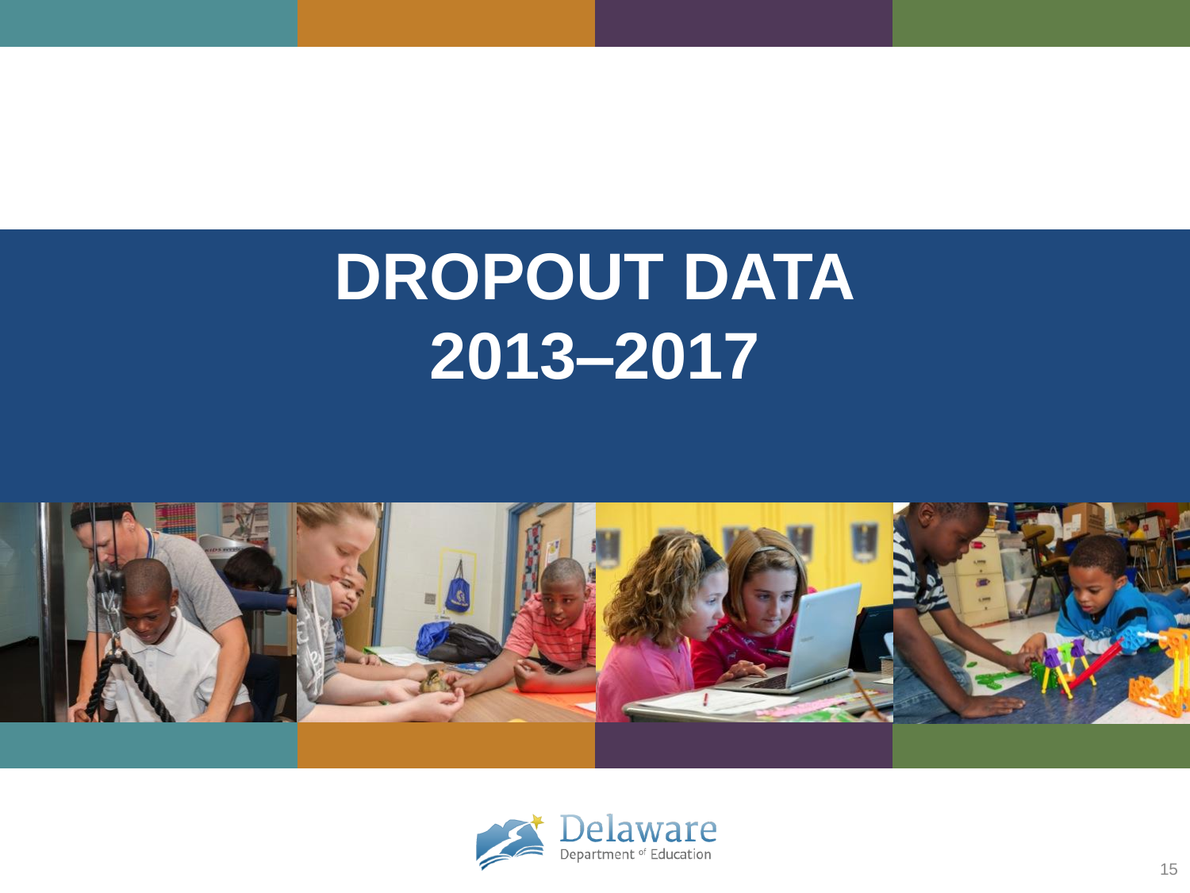# DROPOUT DATA 2013–2017

Delaware Department of Education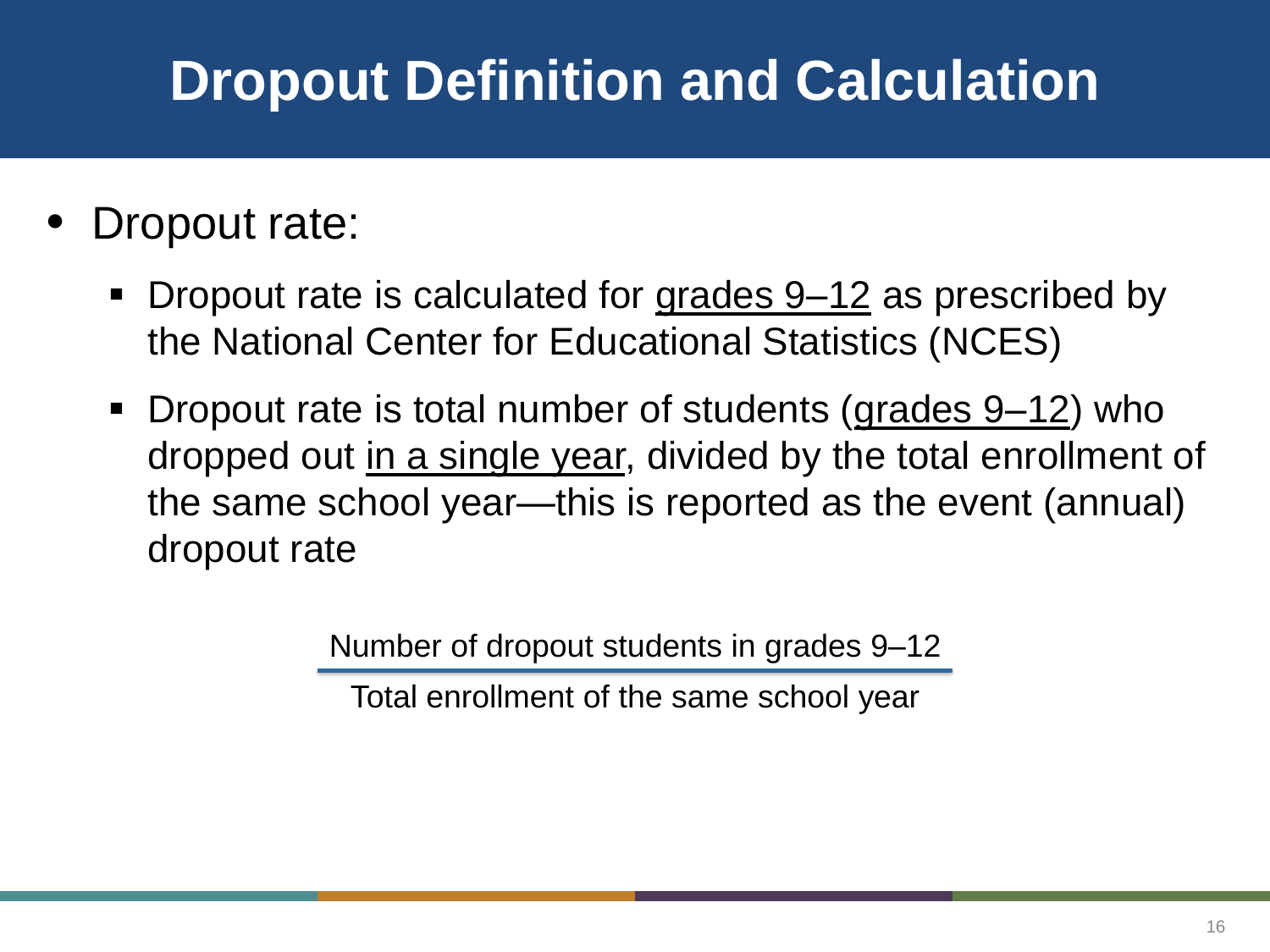# Dropout Definition and Calculation

- Dropout rate:
  - Dropout rate is calculated for <u>grades 9–12</u> as prescribed by the National Center for Educational Statistics (NCES)
  - Dropout rate is total number of students (<u>grades 9–12</u>) who dropped out <u>in a single year</u>, divided by the total enrollment of the same school year—this is reported as the event (annual) dropout rate

$$\frac{\text{Number of dropout students in grades 9–12}}{\text{Total enrollment of the same school year}}$$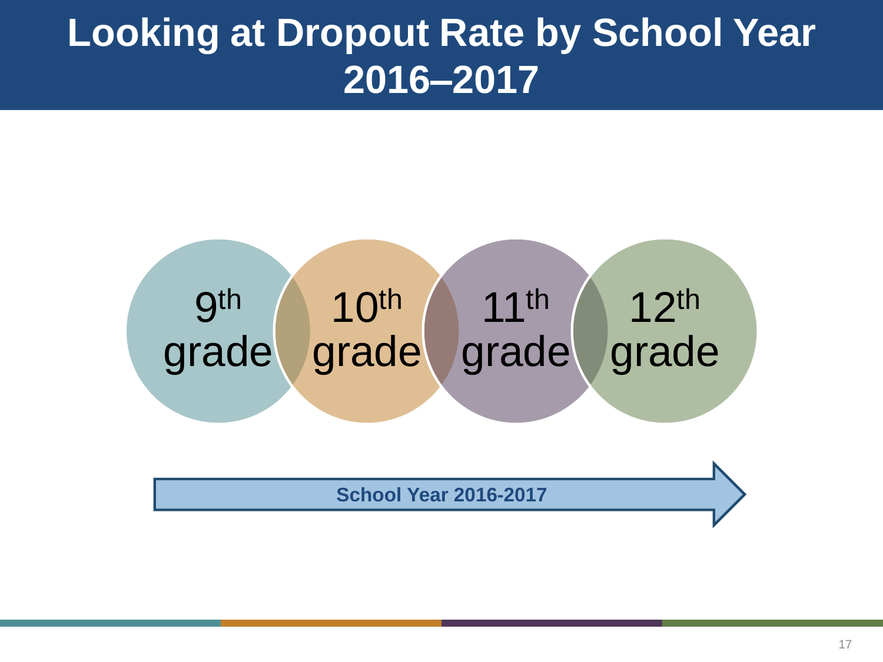# Looking at Dropout Rate by School Year 2016–2017

9th grade

10th grade

11th grade

12th grade

**School Year 2016-2017**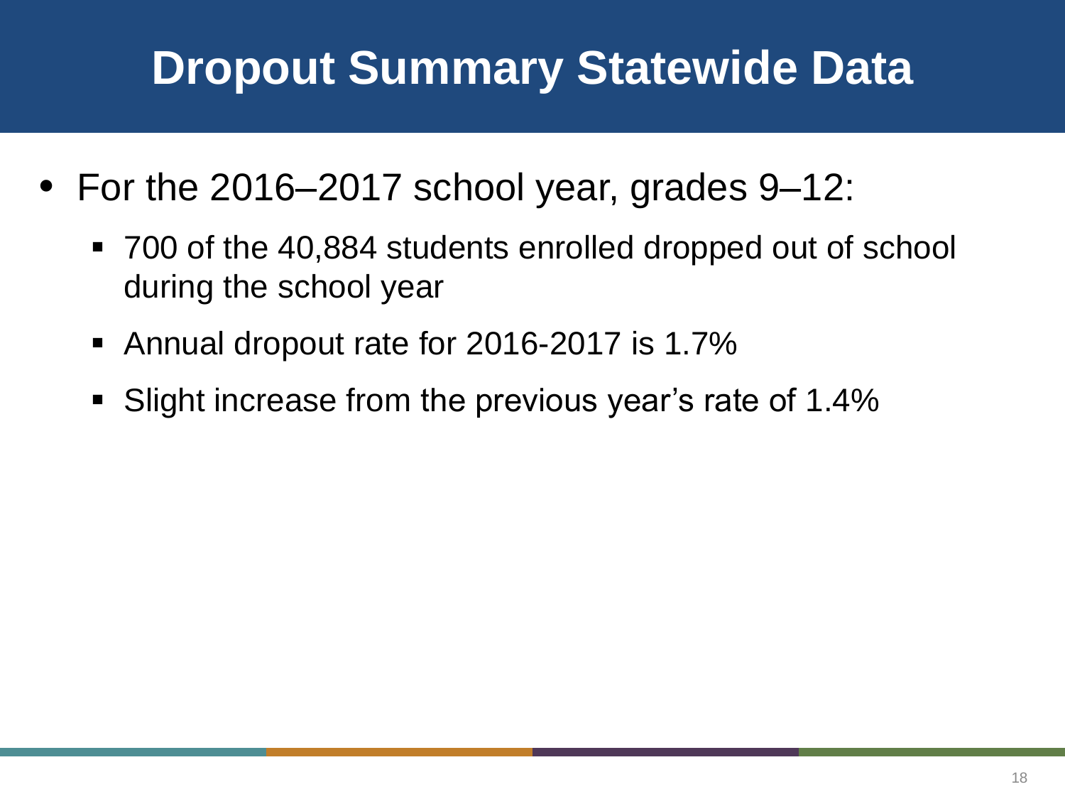# Dropout Summary Statewide Data

- For the 2016–2017 school year, grades 9–12:
  - 700 of the 40,884 students enrolled dropped out of school during the school year
  - Annual dropout rate for 2016-2017 is 1.7%
  - Slight increase from the previous year's rate of 1.4%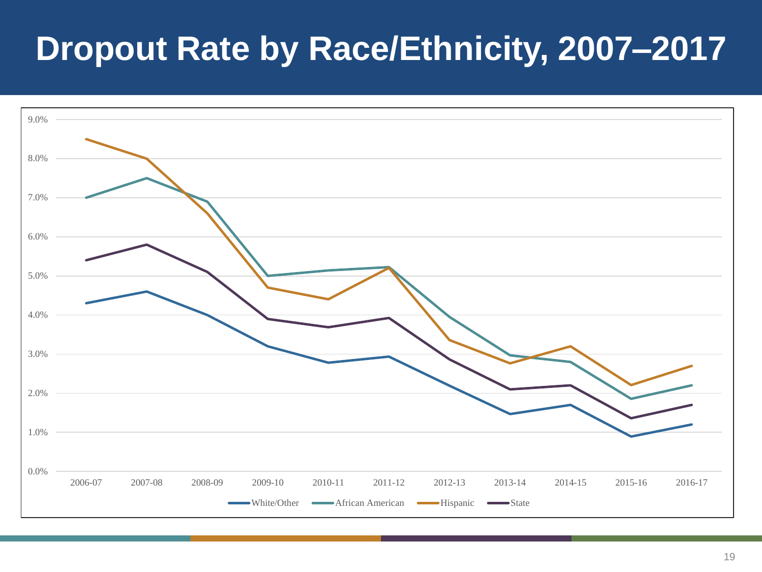# Dropout Rate by Race/Ethnicity, 2007–2017

9.0%
8.0%
7.0%
6.0%
5.0%
4.0%
3.0%
2.0%
1.0%
0.0%

2006-07 2007-08 2008-09 2009-10 2010-11 2011-12 2012-13 2013-14 2014-15 2015-16 2016-17

White/Other African American Hispanic State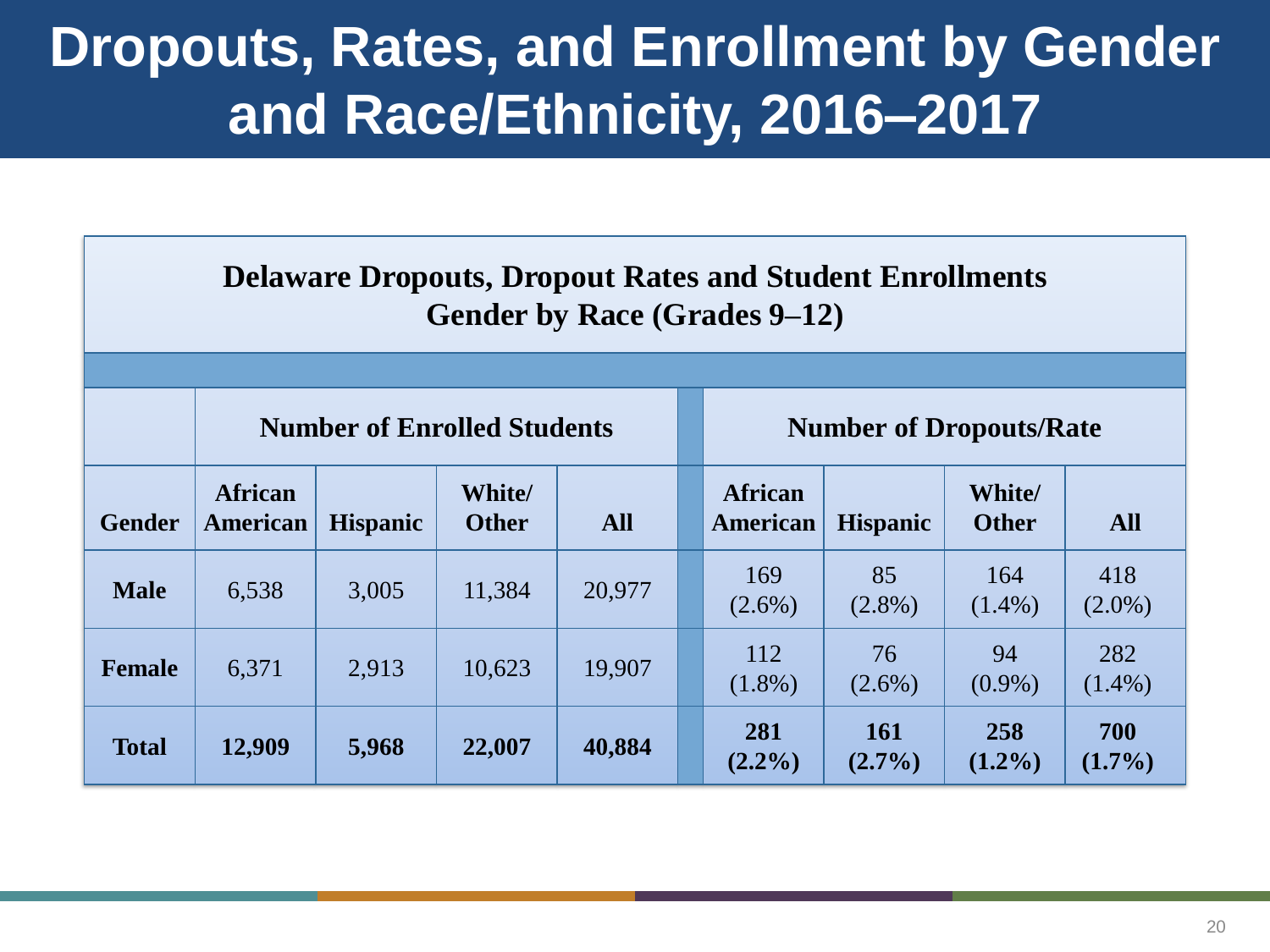# Dropouts, Rates, and Enrollment by Gender and Race/Ethnicity, 2016–2017

**Delaware Dropouts, Dropout Rates and Student Enrollments**
**Gender by Race (Grades 9–12)**

| | Number of Enrolled Students | | | | Number of Dropouts/Rate | | | |
|---|---|---|---|---|---|---|---|---|
| **Gender** | **African American** | **Hispanic** | **White/ Other** | **All** | **African American** | **Hispanic** | **White/ Other** | **All** |
| **Male** | 6,538 | 3,005 | 11,384 | 20,977 | 169 (2.6%) | 85 (2.8%) | 164 (1.4%) | 418 (2.0%) |
| **Female** | 6,371 | 2,913 | 10,623 | 19,907 | 112 (1.8%) | 76 (2.6%) | 94 (0.9%) | 282 (1.4%) |
| **Total** | **12,909** | **5,968** | **22,007** | **40,884** | **281 (2.2%)** | **161 (2.7%)** | **258 (1.2%)** | **700 (1.7%)** |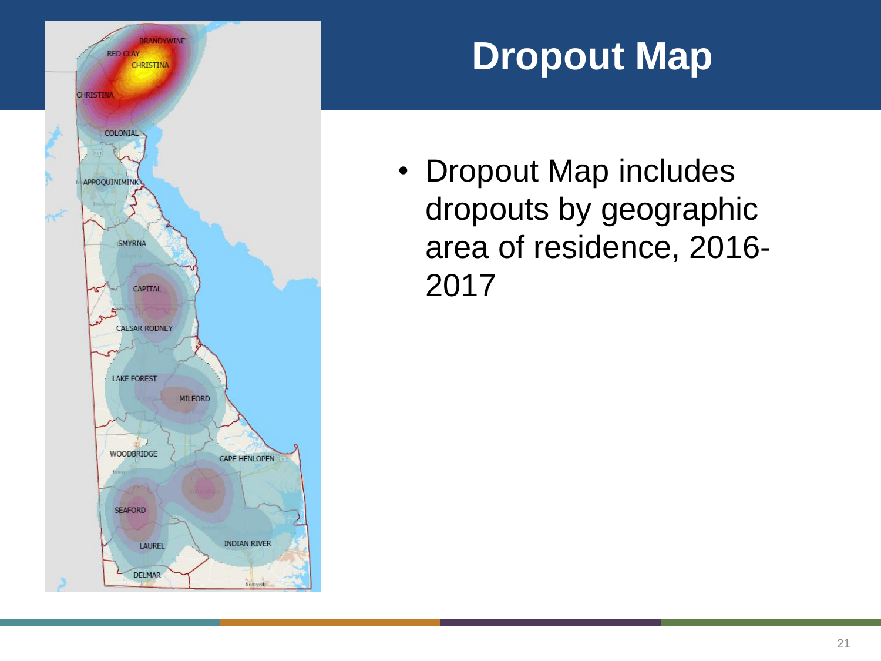# Dropout Map

- Dropout Map includes dropouts by geographic area of residence, 2016-2017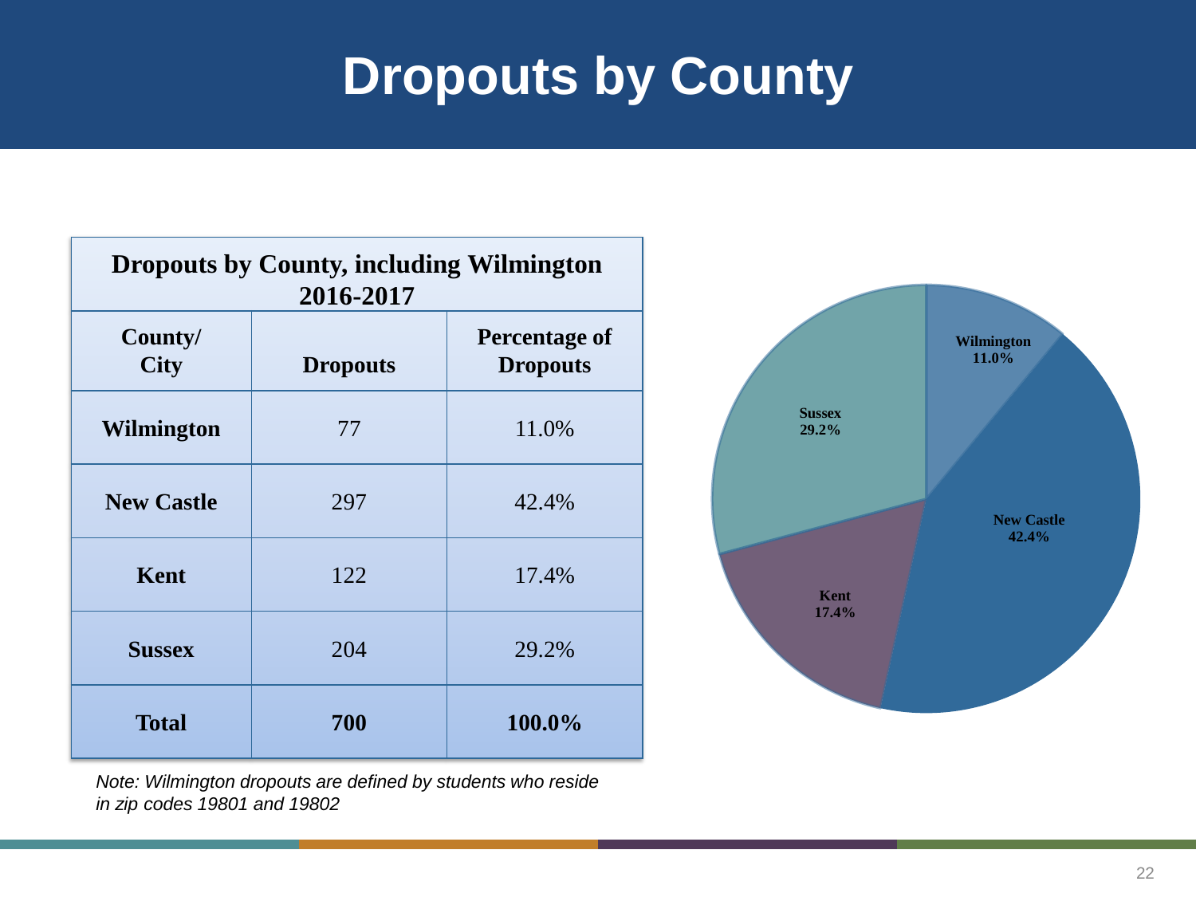# Dropouts by County

| Dropouts by County, including Wilmington 2016-2017 | | |
|---|---|---|
| **County/ City** | **Dropouts** | **Percentage of Dropouts** |
| **Wilmington** | 77 | 11.0% |
| **New Castle** | 297 | 42.4% |
| **Kent** | 122 | 17.4% |
| **Sussex** | 204 | 29.2% |
| **Total** | **700** | **100.0%** |

*Note: Wilmington dropouts are defined by students who reside in zip codes 19801 and 19802*

Wilmington 11.0%
Sussex 29.2%
New Castle 42.4%
Kent 17.4%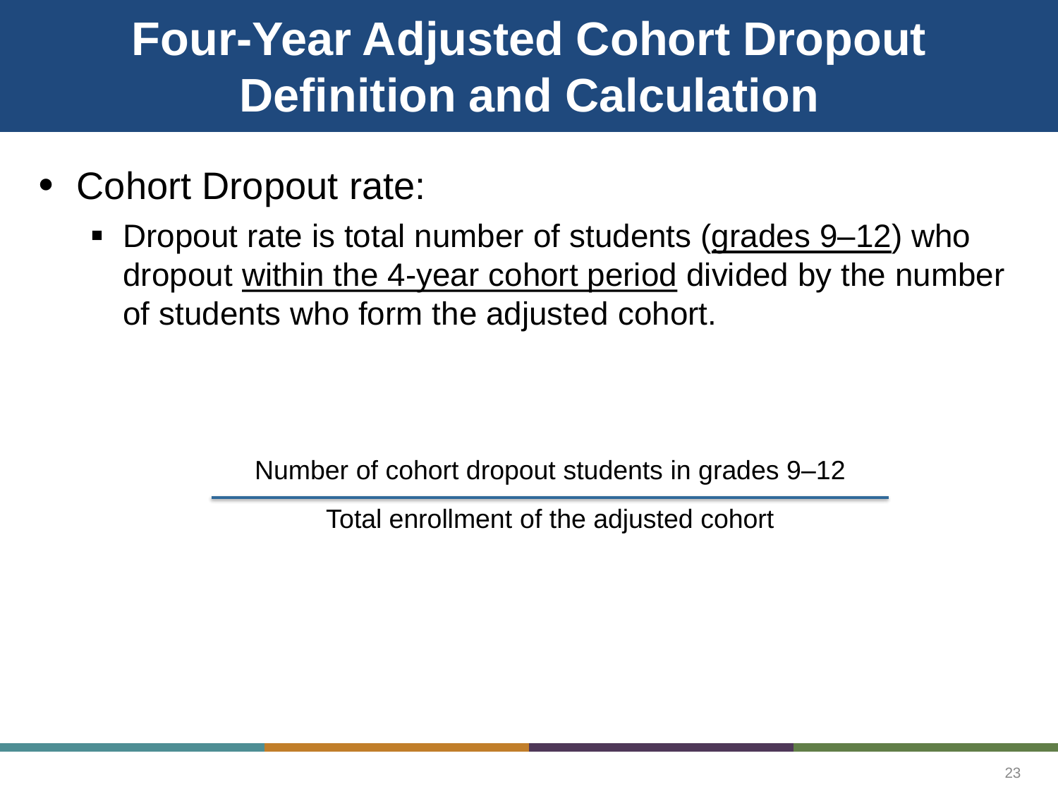# Four-Year Adjusted Cohort Dropout Definition and Calculation

- Cohort Dropout rate:
  - Dropout rate is total number of students (<u>grades 9–12</u>) who dropout <u>within the 4-year cohort period</u> divided by the number of students who form the adjusted cohort.

$$\frac{\text{Number of cohort dropout students in grades 9–12}}{\text{Total enrollment of the adjusted cohort}}$$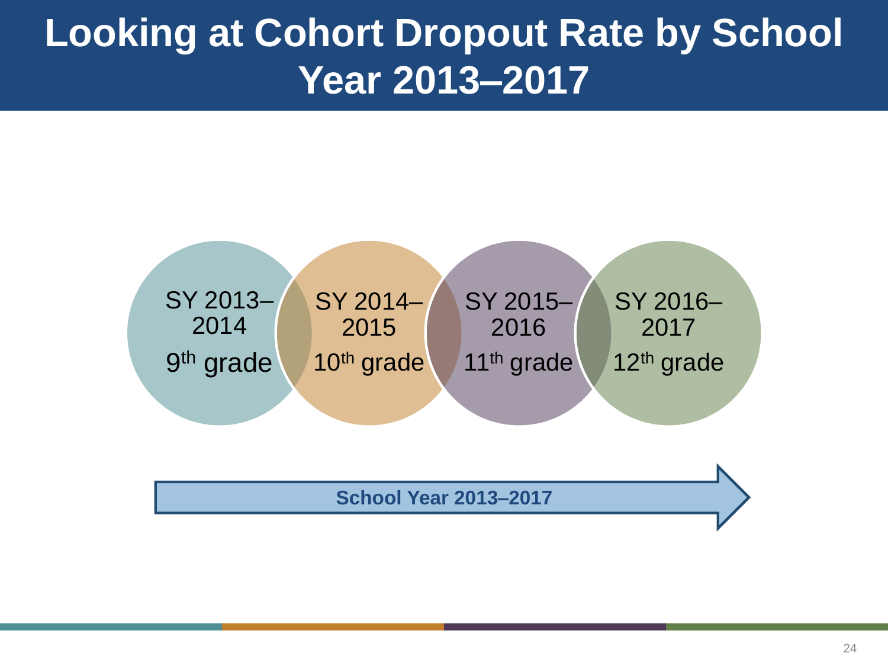# Looking at Cohort Dropout Rate by School Year 2013–2017

SY 2013–2014
9th grade

SY 2014–2015
10th grade

SY 2015–2016
11th grade

SY 2016–2017
12th grade

**School Year 2013–2017**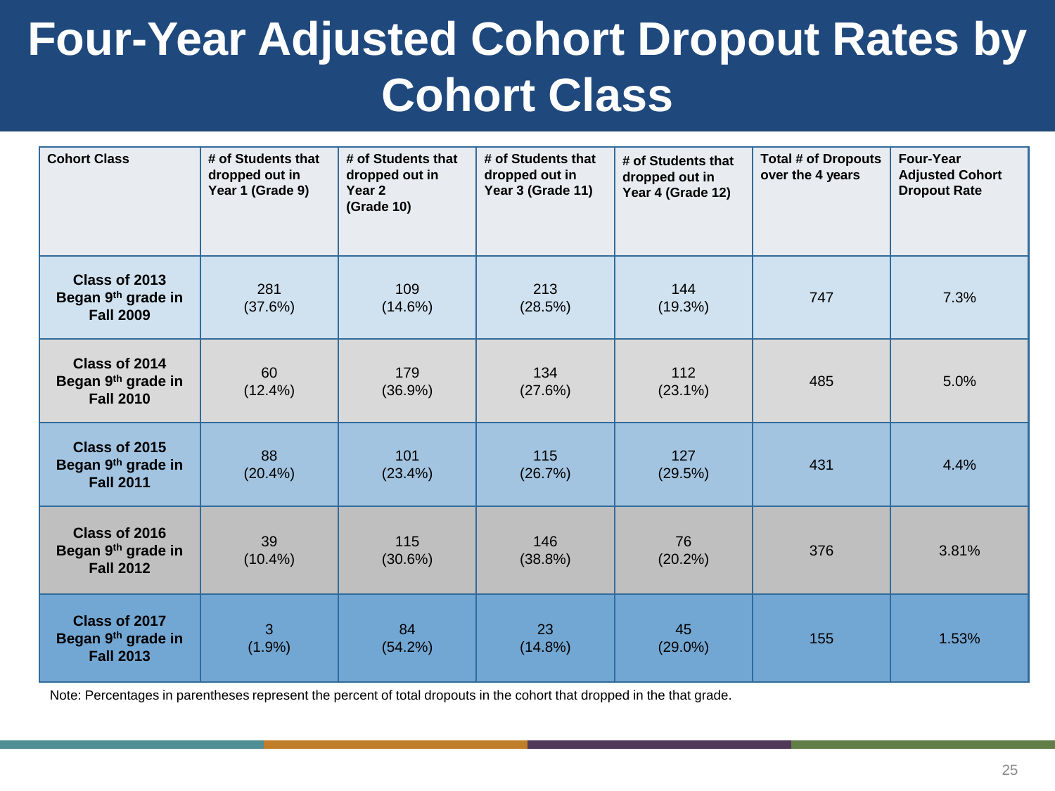# Four-Year Adjusted Cohort Dropout Rates by Cohort Class

| Cohort Class | # of Students that dropped out in Year 1 (Grade 9) | # of Students that dropped out in Year 2 (Grade 10) | # of Students that dropped out in Year 3 (Grade 11) | # of Students that dropped out in Year 4 (Grade 12) | Total # of Dropouts over the 4 years | Four-Year Adjusted Cohort Dropout Rate |
|---|---|---|---|---|---|---|
| **Class of 2013 Began 9th grade in Fall 2009** | 281 (37.6%) | 109 (14.6%) | 213 (28.5%) | 144 (19.3%) | 747 | 7.3% |
| **Class of 2014 Began 9th grade in Fall 2010** | 60 (12.4%) | 179 (36.9%) | 134 (27.6%) | 112 (23.1%) | 485 | 5.0% |
| **Class of 2015 Began 9th grade in Fall 2011** | 88 (20.4%) | 101 (23.4%) | 115 (26.7%) | 127 (29.5%) | 431 | 4.4% |
| **Class of 2016 Began 9th grade in Fall 2012** | 39 (10.4%) | 115 (30.6%) | 146 (38.8%) | 76 (20.2%) | 376 | 3.81% |
| **Class of 2017 Began 9th grade in Fall 2013** | 3 (1.9%) | 84 (54.2%) | 23 (14.8%) | 45 (29.0%) | 155 | 1.53% |

Note: Percentages in parentheses represent the percent of total dropouts in the cohort that dropped in the that grade.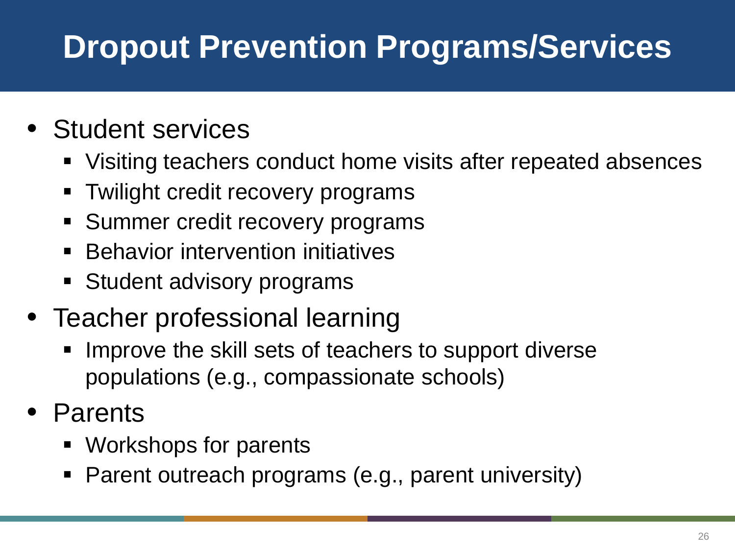# Dropout Prevention Programs/Services

- Student services
  - Visiting teachers conduct home visits after repeated absences
  - Twilight credit recovery programs
  - Summer credit recovery programs
  - Behavior intervention initiatives
  - Student advisory programs
- Teacher professional learning
  - Improve the skill sets of teachers to support diverse populations (e.g., compassionate schools)
- Parents
  - Workshops for parents
  - Parent outreach programs (e.g., parent university)